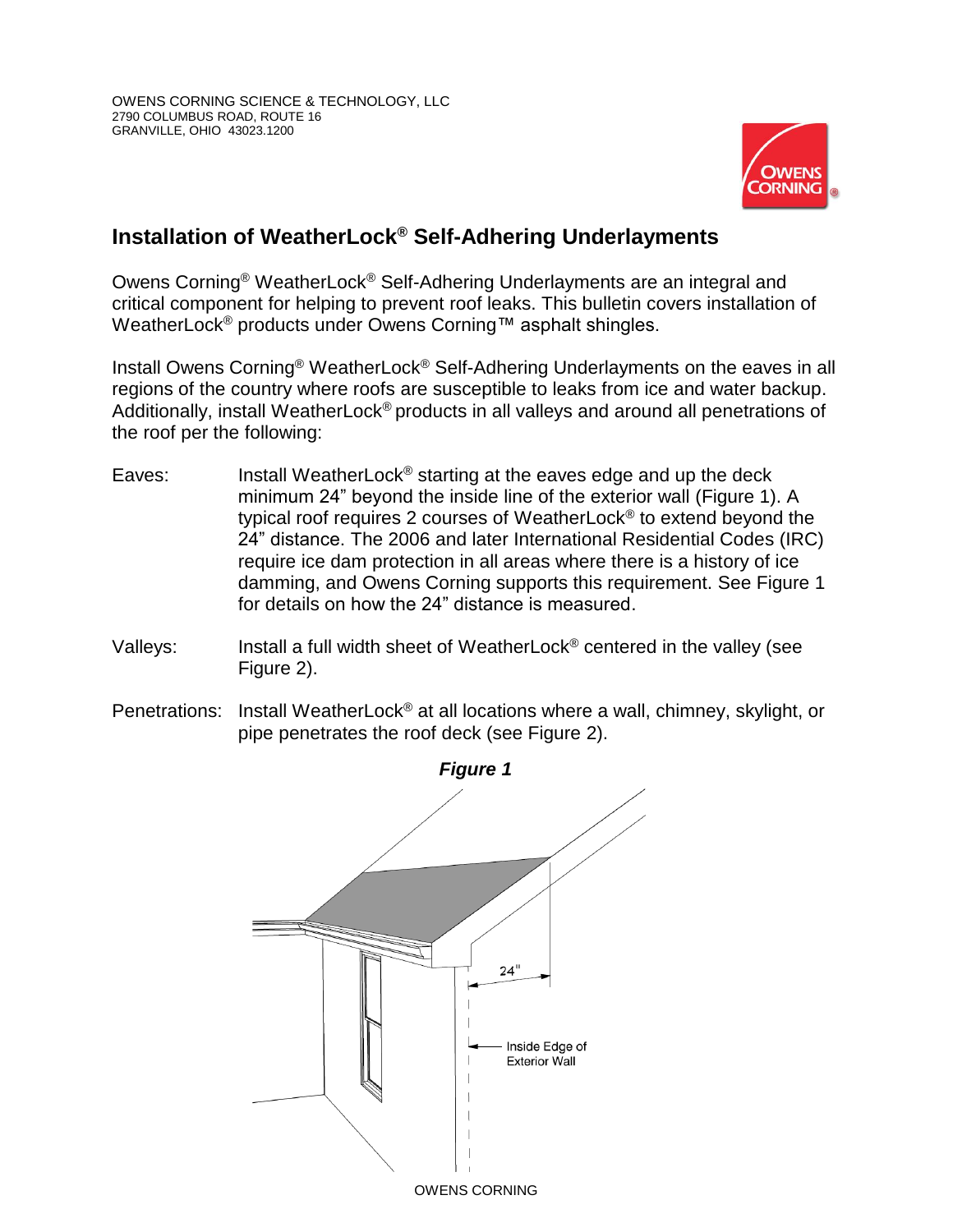OWENS CORNING SCIENCE & TECHNOLOGY, LLC
2790 COLUMBUS ROAD, ROUTE 16
GRANVILLE, OHIO 43023.1200

# Installation of WeatherLock® Self-Adhering Underlayments

Owens Corning® WeatherLock® Self-Adhering Underlayments are an integral and critical component for helping to prevent roof leaks. This bulletin covers installation of WeatherLock® products under Owens Corning™ asphalt shingles.

Install Owens Corning® WeatherLock® Self-Adhering Underlayments on the eaves in all regions of the country where roofs are susceptible to leaks from ice and water backup. Additionally, install WeatherLock® products in all valleys and around all penetrations of the roof per the following:

Eaves: Install WeatherLock® starting at the eaves edge and up the deck minimum 24" beyond the inside line of the exterior wall (Figure 1). A typical roof requires 2 courses of WeatherLock® to extend beyond the 24" distance. The 2006 and later International Residential Codes (IRC) require ice dam protection in all areas where there is a history of ice damming, and Owens Corning supports this requirement. See Figure 1 for details on how the 24" distance is measured.

Valleys: Install a full width sheet of WeatherLock® centered in the valley (see Figure 2).

Penetrations: Install WeatherLock® at all locations where a wall, chimney, skylight, or pipe penetrates the roof deck (see Figure 2).

***Figure 1***

24"

Inside Edge of Exterior Wall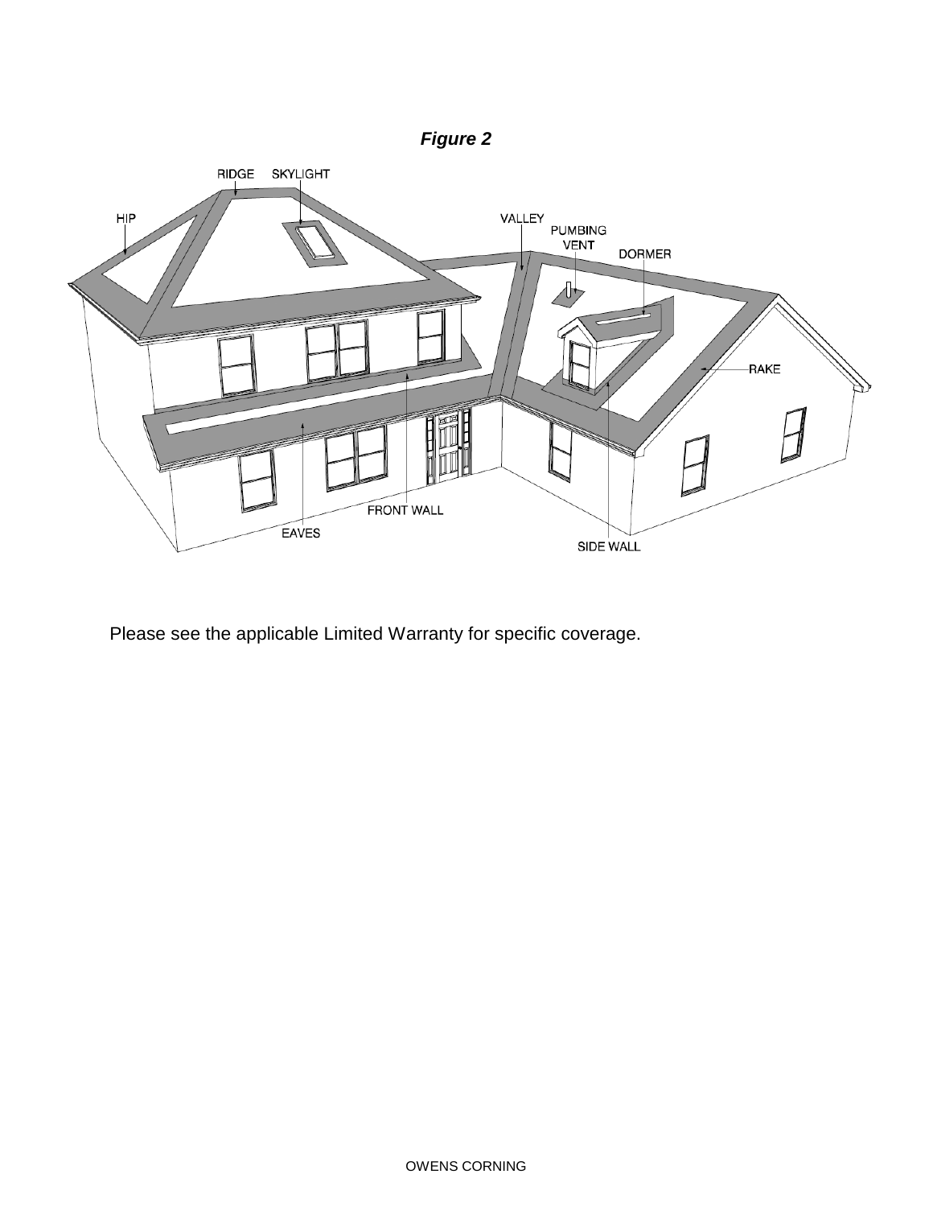*Figure 2*

RIDGE
SKYLIGHT
HIP
VALLEY
PUMBING VENT
DORMER
RAKE
FRONT WALL
EAVES
SIDE WALL

Please see the applicable Limited Warranty for specific coverage.